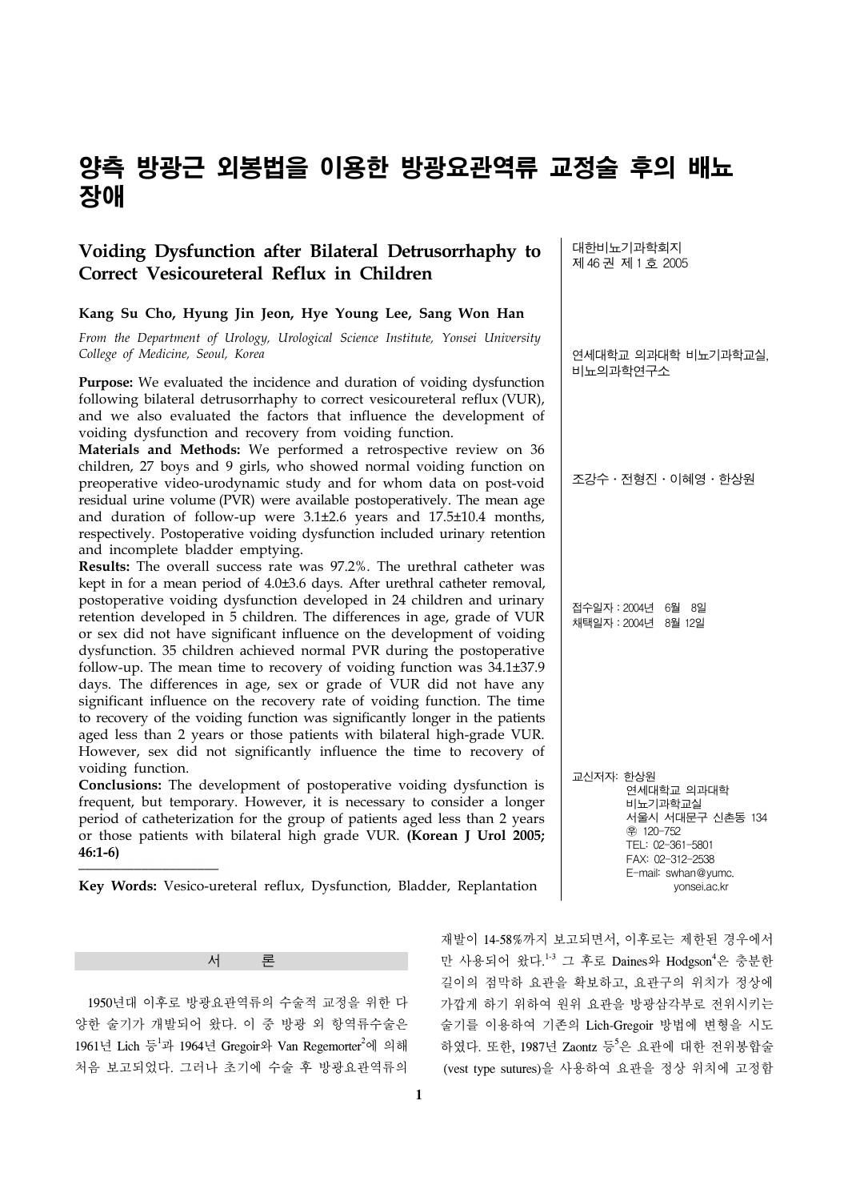# 양측 방광근 외봉법을 이용한 방광요관역류 교정술 후의 배뇨장애

## Voiding Dysfunction after Bilateral Detrusorrhaphy to Correct Vesicoureteral Reflux in Children

**Kang Su Cho, Hyung Jin Jeon, Hye Young Lee, Sang Won Han**

*From the Department of Urology, Urological Science Institute, Yonsei University College of Medicine, Seoul, Korea*

대한비뇨기과학회지
제 46 권 제 1 호 2005

연세대학교 의과대학 비뇨기과학교실, 비뇨의과학연구소

조강수 · 전형진 · 이혜영 · 한상원

접수일자 : 2004년 6월 8일
채택일자 : 2004년 8월 12일

교신저자: 한상원
연세대학교 의과대학
비뇨기과학교실
서울시 서대문구 신촌동 134
㊝ 120-752
TEL: 02-361-5801
FAX: 02-312-2538
E-mail: swhan@yumc.yonsei.ac.kr

**Purpose:** We evaluated the incidence and duration of voiding dysfunction following bilateral detrusorrhaphy to correct vesicoureteral reflux (VUR), and we also evaluated the factors that influence the development of voiding dysfunction and recovery from voiding function.

**Materials and Methods:** We performed a retrospective review on 36 children, 27 boys and 9 girls, who showed normal voiding function on preoperative video-urodynamic study and for whom data on post-void residual urine volume (PVR) were available postoperatively. The mean age and duration of follow-up were 3.1±2.6 years and 17.5±10.4 months, respectively. Postoperative voiding dysfunction included urinary retention and incomplete bladder emptying.

**Results:** The overall success rate was 97.2%. The urethral catheter was kept in for a mean period of 4.0±3.6 days. After urethral catheter removal, postoperative voiding dysfunction developed in 24 children and urinary retention developed in 5 children. The differences in age, grade of VUR or sex did not have significant influence on the development of voiding dysfunction. 35 children achieved normal PVR during the postoperative follow-up. The mean time to recovery of voiding function was 34.1±37.9 days. The differences in age, sex or grade of VUR did not have any significant influence on the recovery rate of voiding function. The time to recovery of the voiding function was significantly longer in the patients aged less than 2 years or those patients with bilateral high-grade VUR. However, sex did not significantly influence the time to recovery of voiding function.

**Conclusions:** The development of postoperative voiding dysfunction is frequent, but temporary. However, it is necessary to consider a longer period of catheterization for the group of patients aged less than 2 years or those patients with bilateral high grade VUR. **(Korean J Urol 2005; 46:1-6)**

**Key Words:** Vesico-ureteral reflux, Dysfunction, Bladder, Replantation

## 서 론

1950년대 이후로 방광요관역류의 수술적 교정을 위한 다양한 술기가 개발되어 왔다. 이 중 방광 외 항역류수술은 1961년 Lich 등[1]과 1964년 Gregoir와 Van Regemorter[2]에 의해 처음 보고되었다. 그러나 초기에 수술 후 방광요관역류의 재발이 14-58%까지 보고되면서, 이후로는 제한된 경우에서만 사용되어 왔다.[1-3] 그 후로 Daines와 Hodgson[4]은 충분한 길이의 점막하 요관을 확보하고, 요관구의 위치가 정상에 가깝게 하기 위하여 원위 요관을 방광삼각부로 전위시키는 술기를 이용하여 기존의 Lich-Gregoir 방법에 변형을 시도하였다. 또한, 1987년 Zaontz 등[5]은 요관에 대한 전위봉합술 (vest type sutures)을 사용하여 요관을 정상 위치에 고정함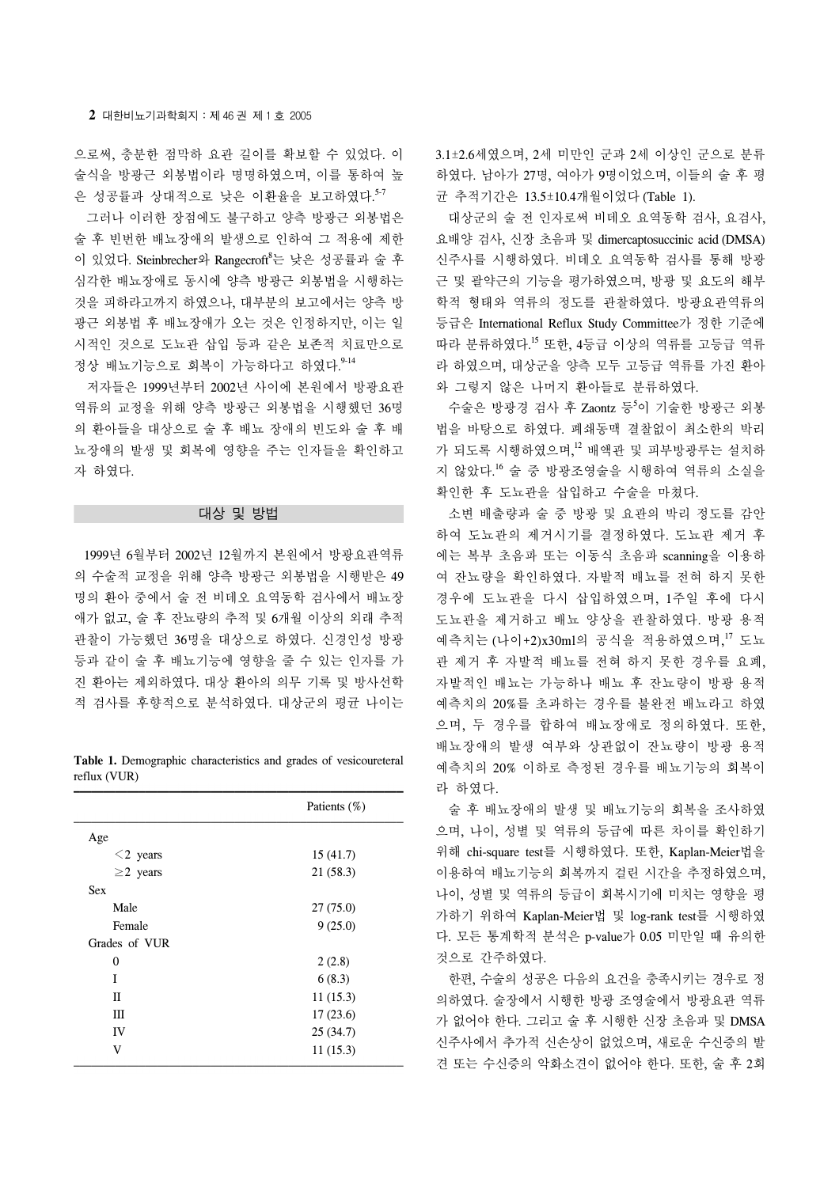으로써, 충분한 점막하 요관 길이를 확보할 수 있었다. 이 술식을 방광근 외봉법이라 명명하였으며, 이를 통하여 높은 성공률과 상대적으로 낮은 이환율을 보고하였다.[5-7]

그러나 이러한 장점에도 불구하고 양측 방광근 외봉법은 술 후 빈번한 배뇨장애의 발생으로 인하여 그 적용에 제한이 있었다. Steinbrecher와 Rangecroft[8]는 낮은 성공률과 술 후 심각한 배뇨장애로 동시에 양측 방광근 외봉법을 시행하는 것을 피하라고까지 하였으나, 대부분의 보고에서는 양측 방광근 외봉법 후 배뇨장애가 오는 것은 인정하지만, 이는 일시적인 것으로 도뇨관 삽입 등과 같은 보존적 치료만으로 정상 배뇨기능으로 회복이 가능하다고 하였다.[9-14]

저자들은 1999년부터 2002년 사이에 본원에서 방광요관역류의 교정을 위해 양측 방광근 외봉법을 시행했던 36명의 환아들을 대상으로 술 후 배뇨 장애의 빈도와 술 후 배뇨장애의 발생 및 회복에 영향을 주는 인자들을 확인하고자 하였다.

## 대상 및 방법

1999년 6월부터 2002년 12월까지 본원에서 방광요관역류의 수술적 교정을 위해 양측 방광근 외봉법을 시행받은 49명의 환아 중에서 술 전 비데오 요역동학 검사에서 배뇨장애가 없고, 술 후 잔뇨량의 추적 및 6개월 이상의 외래 추적 관찰이 가능했던 36명을 대상으로 하였다. 신경인성 방광 등과 같이 술 후 배뇨기능에 영향을 줄 수 있는 인자를 가진 환아는 제외하였다. 대상 환아의 의무 기록 및 방사선학적 검사를 후향적으로 분석하였다. 대상군의 평균 나이는 3.1±2.6세였으며, 2세 미만인 군과 2세 이상인 군으로 분류하였다. 남아가 27명, 여아가 9명이었으며, 이들의 술 후 평균 추적기간은 13.5±10.4개월이었다 (Table 1).

**Table 1.** Demographic characteristics and grades of vesicoureteral reflux (VUR)

| | Patients (%) |
|---|---|
| Age | |
| <2 years | 15 (41.7) |
| ≥2 years | 21 (58.3) |
| Sex | |
| Male | 27 (75.0) |
| Female | 9 (25.0) |
| Grades of VUR | |
| 0 | 2 (2.8) |
| I | 6 (8.3) |
| II | 11 (15.3) |
| III | 17 (23.6) |
| IV | 25 (34.7) |
| V | 11 (15.3) |

대상군의 술 전 인자로써 비데오 요역동학 검사, 요검사, 요배양 검사, 신장 초음파 및 dimercaptosuccinic acid (DMSA) 신주사를 시행하였다. 비데오 요역동학 검사를 통해 방광근 및 괄약근의 기능을 평가하였으며, 방광 및 요도의 해부학적 형태와 역류의 정도를 관찰하였다. 방광요관역류의 등급은 International Reflux Study Committee가 정한 기준에 따라 분류하였다.[15] 또한, 4등급 이상의 역류를 고등급 역류라 하였으며, 대상군을 양측 모두 고등급 역류를 가진 환아와 그렇지 않은 나머지 환아들로 분류하였다.

수술은 방광경 검사 후 Zaontz 등[5]이 기술한 방광근 외봉법을 바탕으로 하였다. 폐쇄동맥 결찰없이 최소한의 박리가 되도록 시행하였으며,[12] 배액관 및 피부방광루는 설치하지 않았다.[16] 술 중 방광조영술을 시행하여 역류의 소실을 확인한 후 도뇨관을 삽입하고 수술을 마쳤다.

소변 배출량과 술 중 방광 및 요관의 박리 정도를 감안하여 도뇨관의 제거시기를 결정하였다. 도뇨관 제거 후에는 복부 초음파 또는 이동식 초음파 scanning을 이용하여 잔뇨량을 확인하였다. 자발적 배뇨를 전혀 하지 못한 경우에 도뇨관을 다시 삽입하였으며, 1주일 후에 다시 도뇨관을 제거하고 배뇨 양상을 관찰하였다. 방광 용적 예측치는 (나이+2)x30ml의 공식을 적용하였으며,[17] 도뇨관 제거 후 자발적 배뇨를 전혀 하지 못한 경우를 요폐, 자발적인 배뇨는 가능하나 배뇨 후 잔뇨량이 방광 용적 예측치의 20%를 초과하는 경우를 불완전 배뇨라고 하였으며, 두 경우를 합하여 배뇨장애로 정의하였다. 또한, 배뇨장애의 발생 여부와 상관없이 잔뇨량이 방광 용적 예측치의 20% 이하로 측정된 경우를 배뇨기능의 회복이라 하였다.

술 후 배뇨장애의 발생 및 배뇨기능의 회복을 조사하였으며, 나이, 성별 및 역류의 등급에 따른 차이를 확인하기 위해 chi-square test를 시행하였다. 또한, Kaplan-Meier법을 이용하여 배뇨기능의 회복까지 걸린 시간을 추정하였으며, 나이, 성별 및 역류의 등급이 회복시기에 미치는 영향을 평가하기 위하여 Kaplan-Meier법 및 log-rank test를 시행하였다. 모든 통계학적 분석은 p-value가 0.05 미만일 때 유의한 것으로 간주하였다.

한편, 수술의 성공은 다음의 요건을 충족시키는 경우로 정의하였다. 술장에서 시행한 방광 조영술에서 방광요관 역류가 없어야 한다. 그리고 술 후 시행한 신장 초음파 및 DMSA 신주사에서 추가적 신손상이 없었으며, 새로운 수신증의 발견 또는 수신증의 악화소견이 없어야 한다. 또한, 술 후 2회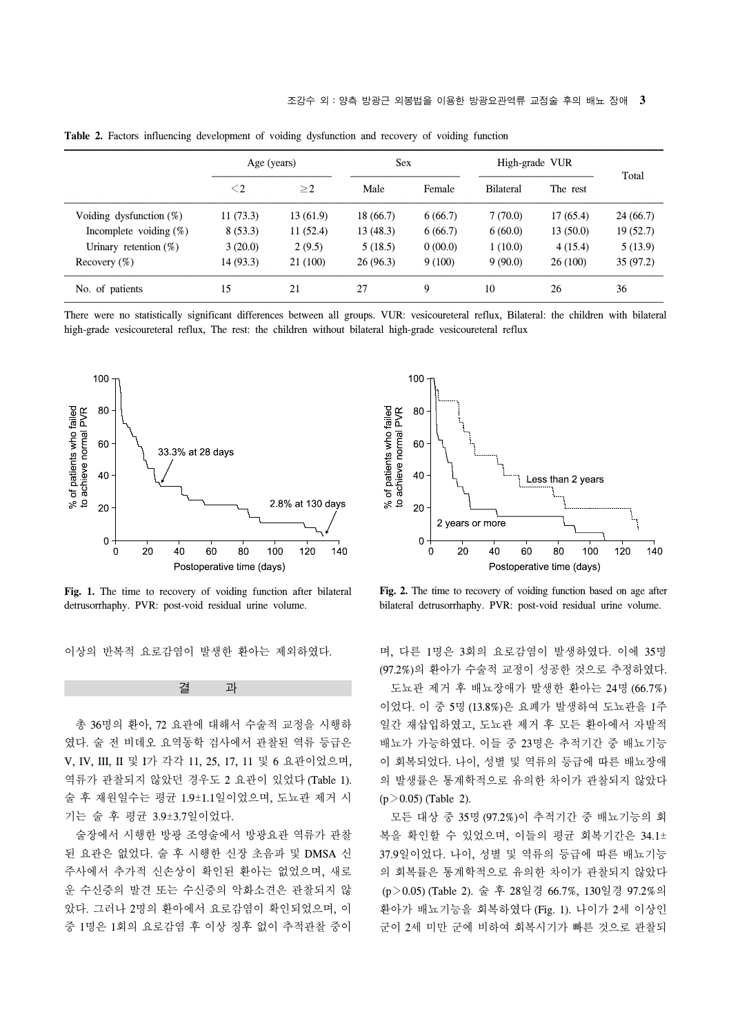**Table 2.** Factors influencing development of voiding dysfunction and recovery of voiding function

| | Age (years) | | Sex | | High-grade VUR | | Total |
|---|---|---|---|---|---|---|---|
| | <2 | ≥2 | Male | Female | Bilateral | The rest | |
| Voiding dysfunction (%) | 11 (73.3) | 13 (61.9) | 18 (66.7) | 6 (66.7) | 7 (70.0) | 17 (65.4) | 24 (66.7) |
| Incomplete voiding (%) | 8 (53.3) | 11 (52.4) | 13 (48.3) | 6 (66.7) | 6 (60.0) | 13 (50.0) | 19 (52.7) |
| Urinary retention (%) | 3 (20.0) | 2 (9.5) | 5 (18.5) | 0 (00.0) | 1 (10.0) | 4 (15.4) | 5 (13.9) |
| Recovery (%) | 14 (93.3) | 21 (100) | 26 (96.3) | 9 (100) | 9 (90.0) | 26 (100) | 35 (97.2) |
| No. of patients | 15 | 21 | 27 | 9 | 10 | 26 | 36 |

There were no statistically significant differences between all groups. VUR: vesicoureteral reflux, Bilateral: the children with bilateral high-grade vesicoureteral reflux, The rest: the children without bilateral high-grade vesicoureteral reflux

**Fig. 1.** The time to recovery of voiding function after bilateral detrusorrhaphy. PVR: post-void residual urine volume.

**Fig. 2.** The time to recovery of voiding function based on age after bilateral detrusorrhaphy. PVR: post-void residual urine volume.

이상의 반복적 요로감염이 발생한 환아는 제외하였다.

## 결 과

총 36명의 환아, 72 요관에 대해서 수술적 교정을 시행하였다. 술 전 비데오 요역동학 검사에서 관찰된 역류 등급은 V, IV, III, II 및 I가 각각 11, 25, 17, 11 및 6 요관이었으며, 역류가 관찰되지 않았던 경우도 2 요관이 있었다 (Table 1). 술 후 재원일수는 평균 1.9±1.1일이었으며, 도뇨관 제거 시기는 술 후 평균 3.9±3.7일이었다.

술장에서 시행한 방광 조영술에서 방광요관 역류가 관찰된 요관은 없었다. 술 후 시행한 신장 초음파 및 DMSA 신주사에서 추가적 신손상이 확인된 환아는 없었으며, 새로운 수신증의 발견 또는 수신증의 악화소견은 관찰되지 않았다. 그러나 2명의 환아에서 요로감염이 확인되었으며, 이 중 1명은 1회의 요로감염 후 이상 징후 없이 추적관찰 중이며, 다른 1명은 3회의 요로감염이 발생하였다. 이에 35명 (97.2%)의 환아가 수술적 교정이 성공한 것으로 추정하였다.

도뇨관 제거 후 배뇨장애가 발생한 환아는 24명 (66.7%)이었다. 이 중 5명 (13.8%)은 요폐가 발생하여 도뇨관을 1주일간 재삽입하였고, 도뇨관 제거 후 모든 환아에서 자발적 배뇨가 가능하였다. 이들 중 23명은 추적기간 중 배뇨기능이 회복되었다. 나이, 성별 및 역류의 등급에 따른 배뇨장애의 발생률은 통계학적으로 의의한 차이가 관찰되지 않았다 ($p>0.05$) (Table 2).

모든 대상 중 35명 (97.2%)이 추적기간 중 배뇨기능의 회복을 확인할 수 있었으며, 이들의 평균 회복기간은 34.1±37.9일이었다. 나이, 성별 및 역류의 등급에 따른 배뇨기능의 회복률은 통계학적으로 의의한 차이가 관찰되지 않았다 ($p>0.05$) (Table 2). 술 후 28일경 66.7%, 130일경 97.2%의 환아가 배뇨기능을 회복하였다 (Fig. 1). 나이가 2세 이상인 군이 2세 미만 군에 비하여 회복시기가 빠른 것으로 관찰되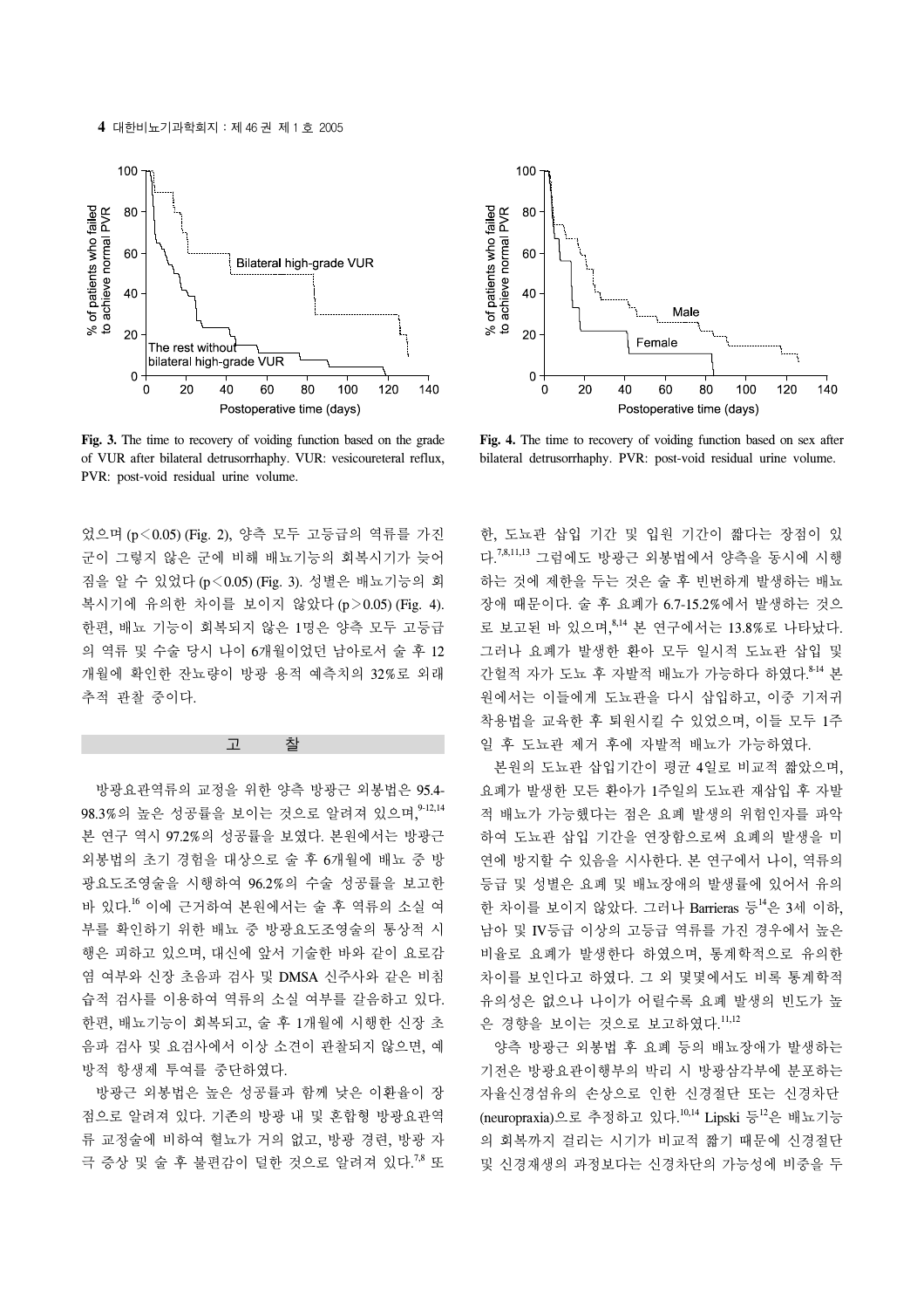Fig. 3. The time to recovery of voiding function based on the grade of VUR after bilateral detrusorrhaphy. VUR: vesicoureteral reflux, PVR: post-void residual urine volume.

Fig. 4. The time to recovery of voiding function based on sex after bilateral detrusorrhaphy. PVR: post-void residual urine volume.

었으며 ($p<0.05$) (Fig. 2), 양측 모두 고등급의 역류를 가진 군이 그렇지 않은 군에 비해 배뇨기능의 회복시기가 늦어짐을 알 수 있었다 ($p<0.05$) (Fig. 3). 성별은 배뇨기능의 회복시기에 유의한 차이를 보이지 않았다 ($p>0.05$) (Fig. 4). 한편, 배뇨 기능이 회복되지 않은 1명은 양측 모두 고등급의 역류 및 수술 당시 나이 6개월이었던 남아로서 술 후 12개월에 확인한 잔뇨량이 방광 용적 예측치의 32%로 외래 추적 관찰 중이다.

## 고 찰

방광요관역류의 교정을 위한 양측 방광근 외봉법은 95.4-98.3%의 높은 성공률을 보이는 것으로 알려져 있으며,[9-12,14] 본 연구 역시 97.2%의 성공률을 보였다. 본원에서는 방광근 외봉법의 초기 경험을 대상으로 술 후 6개월에 배뇨 중 방광요도조영술을 시행하여 96.2%의 수술 성공률을 보고한 바 있다.[16] 이에 근거하여 본원에서는 술 후 역류의 소실 여부를 확인하기 위한 배뇨 중 방광요도조영술의 통상적 시행은 피하고 있으며, 대신에 앞서 기술한 바와 같이 요로감염 여부와 신장 초음파 검사 및 DMSA 신주사와 같은 비침습적 검사를 이용하여 역류의 소실 여부를 갈음하고 있다. 한편, 배뇨기능이 회복되고, 술 후 1개월에 시행한 신장 초음파 검사 및 요검사에서 이상 소견이 관찰되지 않으면, 예방적 항생제 투여를 중단하였다.

방광근 외봉법은 높은 성공률과 함께 낮은 이환율이 장점으로 알려져 있다. 기존의 방광 내 및 혼합형 방광요관역류 교정술에 비하여 혈뇨가 거의 없고, 방광 경련, 방광 자극 증상 및 술 후 불편감이 덜한 것으로 알려져 있다.[7,8] 또한, 도뇨관 삽입 기간 및 입원 기간이 짧다는 장점이 있다.[7,8,11,13] 그럼에도 방광근 외봉법에서 양측을 동시에 시행하는 것에 제한을 두는 것은 술 후 빈번하게 발생하는 배뇨장애 때문이다. 술 후 요폐가 6.7-15.2%에서 발생하는 것으로 보고된 바 있으며,[8,14] 본 연구에서는 13.8%로 나타났다. 그러나 요폐가 발생한 환아 모두 일시적 도뇨관 삽입 및 간헐적 자가 도뇨 후 자발적 배뇨가 가능하다 하였다.[8-14] 본원에서는 이들에게 도뇨관을 다시 삽입하고, 이중 기저귀 착용법을 교육한 후 퇴원시킬 수 있었으며, 이들 모두 1주일 후 도뇨관 제거 후에 자발적 배뇨가 가능하였다.

본원의 도뇨관 삽입기간이 평균 4일로 비교적 짧았으며, 요폐가 발생한 모든 환아가 1주일의 도뇨관 재삽입 후 자발적 배뇨가 가능했다는 점은 요폐 발생의 위험인자를 파악하여 도뇨관 삽입 기간을 연장함으로써 요폐의 발생을 미연에 방지할 수 있음을 시사한다. 본 연구에서 나이, 역류의 등급 및 성별은 요폐 및 배뇨장애의 발생률에 있어서 유의한 차이를 보이지 않았다. 그러나 Barrieras 등[14]은 3세 이하, 남아 및 IV등급 이상의 고등급 역류를 가진 경우에서 높은 비율로 요폐가 발생한다 하였으며, 통계학적으로 유의한 차이를 보인다고 하였다. 그 외 몇몇에서도 비록 통계학적 유의성은 없으나 나이가 어릴수록 요폐 발생의 빈도가 높은 경향을 보이는 것으로 보고하였다.[11,12]

양측 방광근 외봉법 후 요폐 등의 배뇨장애가 발생하는 기전은 방광요관이행부의 박리 시 방광삼각부에 분포하는 자율신경섬유의 손상으로 인한 신경절단 또는 신경차단 (neuropraxia)으로 추정하고 있다.[10,14] Lipski 등[12]은 배뇨기능의 회복까지 걸리는 시기가 비교적 짧기 때문에 신경절단 및 신경재생의 과정보다는 신경차단의 가능성에 비중을 두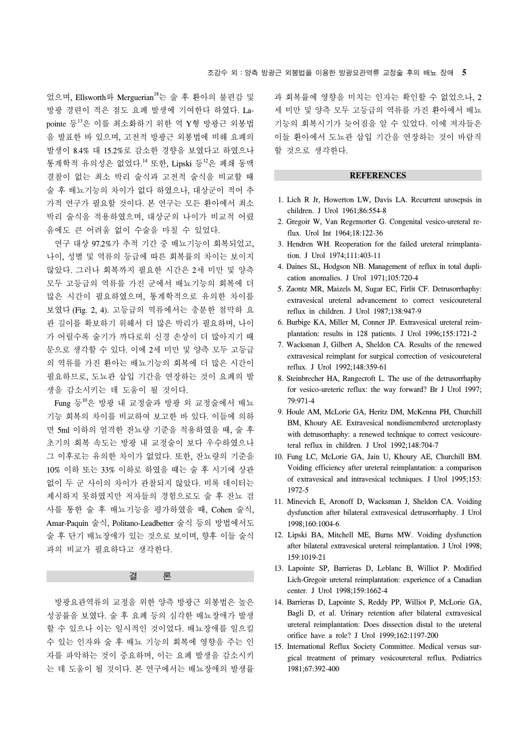었으며, Ellsworth와 Merguerian[18]는 술 후 환아의 불편감 및 방광 경련이 적은 점도 요폐 발생에 기여한다 하였다. Lapointe 등[13]은 이를 최소화하기 위한 역 Y형 방광근 외봉법을 발표한 바 있으며, 고전적 방광근 외봉법에 비해 요폐의 발생이 8.4% 대 15.2%로 감소한 경향을 보였다고 하였으나 통계학적 유의성은 없었다.[14] 또한, Lipski 등[12]은 폐쇄 동맥 결찰이 없는 최소 박리 술식과 고전적 술식을 비교할 때 술 후 배뇨기능의 차이가 없다 하였으나, 대상군이 적어 추가적 연구가 필요할 것이다. 본 연구는 모든 환아에서 최소 박리 술식을 적용하였으며, 대상군의 나이가 비교적 어렸음에도 큰 어려움 없이 수술을 마칠 수 있었다.

연구 대상 97.2%가 추적 기간 중 배뇨기능이 회복되었고, 나이, 성별 및 역류의 등급에 따른 회복률의 차이는 보이지 않았다. 그러나 회복까지 필요한 시간은 2세 미만 및 양측 모두 고등급의 역류를 가진 군에서 배뇨기능의 회복에 더 많은 시간이 필요하였으며, 통계학적으로 유의한 차이를 보였다 (Fig. 2, 4). 고등급의 역류에서는 충분한 점막하 요관 길이를 확보하기 위해서 더 많은 박리가 필요하며, 나이가 어릴수록 술기가 까다로워 신경 손상이 더 많아지기 때문으로 생각할 수 있다. 이에 2세 미만 및 양측 모두 고등급의 역류를 가진 환아는 배뇨기능의 회복에 더 많은 시간이 필요하므로, 도뇨관 삽입 기간을 연장하는 것이 요폐의 발생을 감소시키는 데 도움이 될 것이다.

Fung 등[10]은 방광 내 교정술과 방광 외 교정술에서 배뇨기능 회복의 차이를 비교하여 보고한 바 있다. 이들에 의하면 5ml 이하의 엄격한 잔뇨량 기준을 적용하였을 때, 술 후 초기의 회복 속도는 방광 내 교정술이 보다 우수하였으나 그 이후로는 유의한 차이가 없었다. 또한, 잔뇨량의 기준을 10% 이하 또는 33% 이하로 하였을 때는 술 후 시기에 상관없이 두 군 사이의 차이가 관찰되지 않았다. 비록 데이터는 제시하지 못하였지만 저자들의 경험으로도 술 후 잔뇨 검사를 통한 술 후 배뇨기능을 평가하였을 때, Cohen 술식, Amar-Paquin 술식, Politano-Leadbetter 술식 등의 방법에서도 술 후 단기 배뇨장애가 있는 것으로 보이며, 향후 이들 술식과의 비교가 필요하다고 생각한다.

## 결 론

방광요관역류의 교정을 위한 양측 방광근 외봉법은 높은 성공률을 보였다. 술 후 요폐 등의 심각한 배뇨장애가 발생할 수 있으나 이는 일시적인 것이었다. 배뇨장애를 일으킬 수 있는 인자와 술 후 배뇨 기능의 회복에 영향을 주는 인자를 파악하는 것이 중요하며, 이는 요폐 발생을 감소시키는 데 도움이 될 것이다. 본 연구에서는 배뇨장애의 발생률과 회복률에 영향을 미치는 인자는 확인할 수 없었으나, 2세 미만 및 양측 모두 고등급의 역류를 가진 환아에서 배뇨기능의 회복시기가 늦어짐을 알 수 있었다. 이에 저자들은 이들 환아에서 도뇨관 삽입 기간을 연장하는 것이 바람직할 것으로 생각한다.

## REFERENCES

1. Lich R Jr, Howerton LW, Davis LA. Recurrent urosepsis in children. J Urol 1961;86:554-8
2. Gregoir W, Van Regemorter G. Congenital vesico-ureteral reflux. Urol Int 1964;18:122-36
3. Hendren WH. Reoperation for the failed ureteral reimplantation. J Urol 1974;111:403-11
4. Daines SL, Hodgson NB. Management of reflux in total duplication anomalies. J Urol 1971;105:720-4
5. Zaontz MR, Maizels M, Sugar EC, Firlit CF. Detrusorrhaphy: extravesical ureteral advancement to correct vesicoureteral reflux in children. J Urol 1987;138:947-9
6. Burbige KA, Miller M, Conner JP. Extravesical ureteral reimplantation: results in 128 patients. J Urol 1996;155:1721-2
7. Wacksman J, Gilbert A, Sheldon CA. Results of the renewed extravesical reimplant for surgical correction of vesicoureteral reflux. J Urol 1992;148:359-61
8. Steinbrecher HA, Rangecroft L. The use of the detrusorrhaphy for vesico-ureteric reflux: the way forward? Br J Urol 1997;79:971-4
9. Houle AM, McLorie GA, Heritz DM, McKenna PH, Churchill BM, Khoury AE. Extravesical nondismembered ureteroplasty with detrusorrhaphy: a renewed technique to correct vesicoureteral reflux in children. J Urol 1992;148:704-7
10. Fung LC, McLorie GA, Jain U, Khoury AE, Churchill BM. Voiding efficiency after ureteral reimplantation: a comparison of extravesical and intravesical techniques. J Urol 1995;153:1972-5
11. Minevich E, Aronoff D, Wacksman J, Sheldon CA. Voiding dysfunction after bilateral extravesical detrusorrhaphy. J Urol 1998;160:1004-6
12. Lipski BA, Mitchell ME, Burns MW. Voiding dysfunction after bilateral extravesical ureteral reimplantation. J Urol 1998;159:1019-21
13. Lapointe SP, Barrieras D, Leblanc B, Williot P. Modified Lich-Gregoir ureteral reimplantation: experience of a Canadian center. J Urol 1998;159:1662-4
14. Barrieras D, Lapointe S, Reddy PP, Williot P, McLorie GA, Bagli D, et al. Urinary retention after bilateral extravesical ureteral reimplantation: Does dissection distal to the ureteral orifice have a role? J Urol 1999;162:1197-200
15. International Reflux Society Committee. Medical versus surgical treatment of primary vesicoureteral reflux. Pediatrics 1981;67:392-400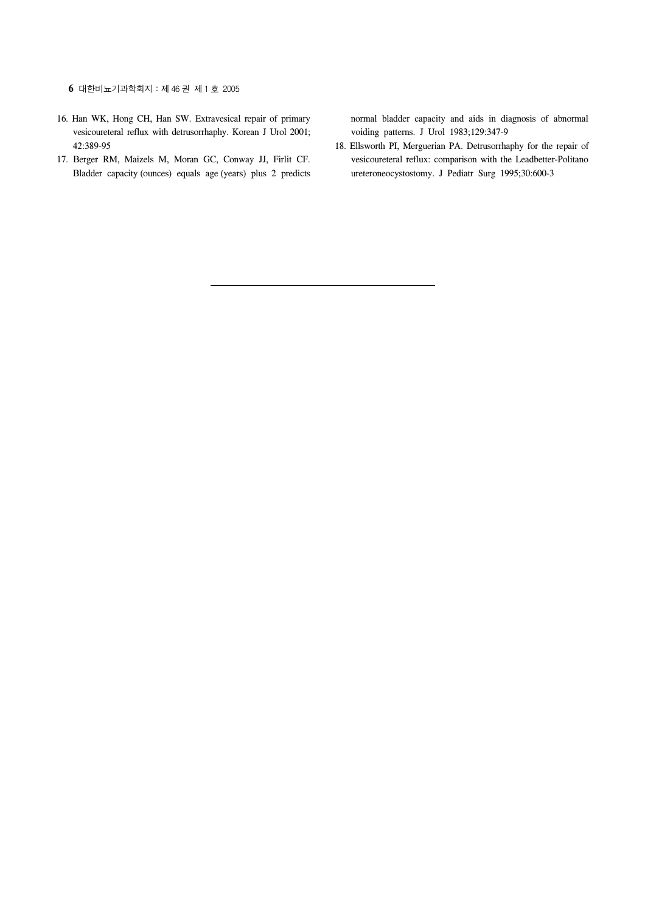16. Han WK, Hong CH, Han SW. Extravesical repair of primary vesicoureteral reflux with detrusorrhaphy. Korean J Urol 2001; 42:389-95
17. Berger RM, Maizels M, Moran GC, Conway JJ, Firlit CF. Bladder capacity (ounces) equals age (years) plus 2 predicts normal bladder capacity and aids in diagnosis of abnormal voiding patterns. J Urol 1983;129:347-9
18. Ellsworth PI, Merguerian PA. Detrusorrhaphy for the repair of vesicoureteral reflux: comparison with the Leadbetter-Politano ureteroneocystostomy. J Pediatr Surg 1995;30:600-3